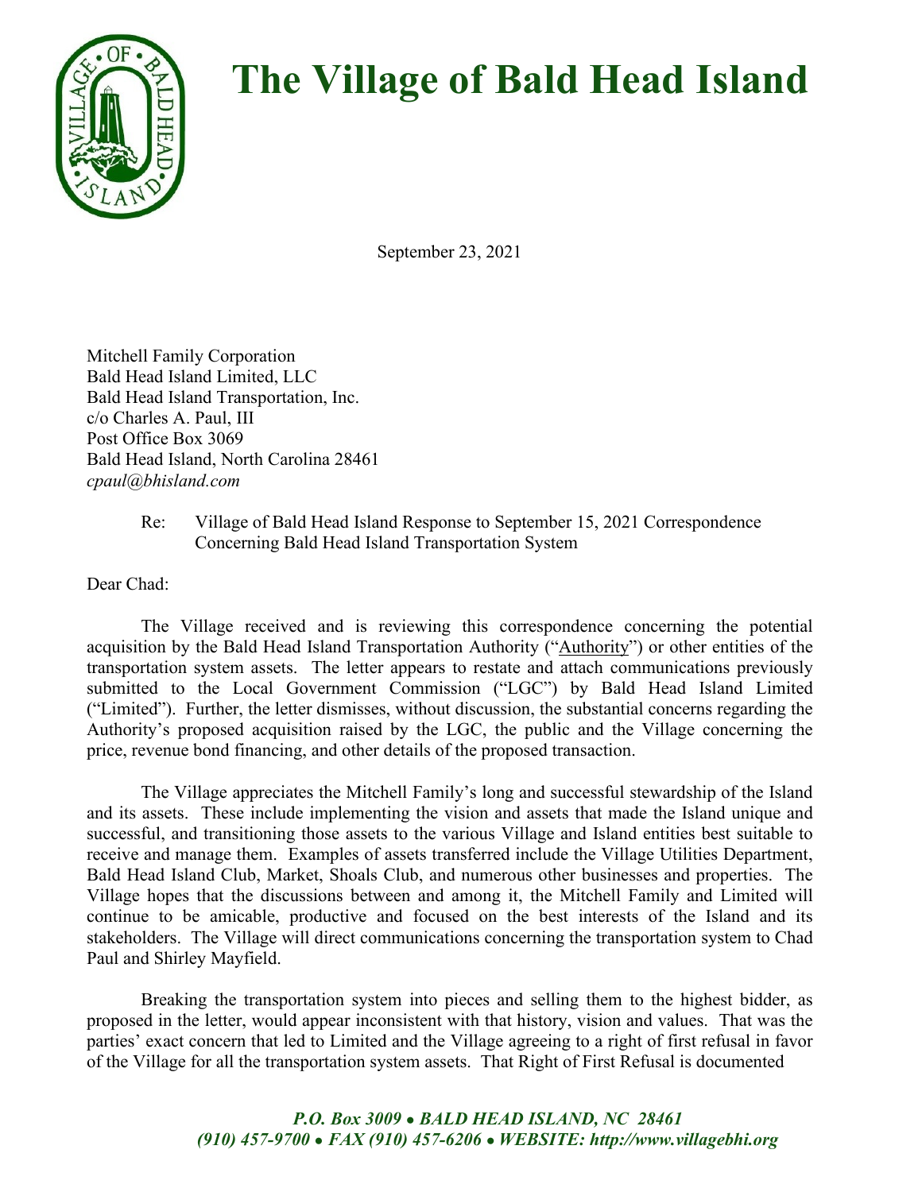# The Village of Bald Head Island

September 23, 2021

Mitchell Family Corporation
Bald Head Island Limited, LLC
Bald Head Island Transportation, Inc.
c/o Charles A. Paul, III
Post Office Box 3069
Bald Head Island, North Carolina 28461
*cpaul@bhisland.com*

Re: Village of Bald Head Island Response to September 15, 2021 Correspondence Concerning Bald Head Island Transportation System

Dear Chad:

The Village received and is reviewing this correspondence concerning the potential acquisition by the Bald Head Island Transportation Authority ("Authority") or other entities of the transportation system assets. The letter appears to restate and attach communications previously submitted to the Local Government Commission ("LGC") by Bald Head Island Limited ("Limited"). Further, the letter dismisses, without discussion, the substantial concerns regarding the Authority's proposed acquisition raised by the LGC, the public and the Village concerning the price, revenue bond financing, and other details of the proposed transaction.

The Village appreciates the Mitchell Family's long and successful stewardship of the Island and its assets. These include implementing the vision and assets that made the Island unique and successful, and transitioning those assets to the various Village and Island entities best suitable to receive and manage them. Examples of assets transferred include the Village Utilities Department, Bald Head Island Club, Market, Shoals Club, and numerous other businesses and properties. The Village hopes that the discussions between and among it, the Mitchell Family and Limited will continue to be amicable, productive and focused on the best interests of the Island and its stakeholders. The Village will direct communications concerning the transportation system to Chad Paul and Shirley Mayfield.

Breaking the transportation system into pieces and selling them to the highest bidder, as proposed in the letter, would appear inconsistent with that history, vision and values. That was the parties' exact concern that led to Limited and the Village agreeing to a right of first refusal in favor of the Village for all the transportation system assets. That Right of First Refusal is documented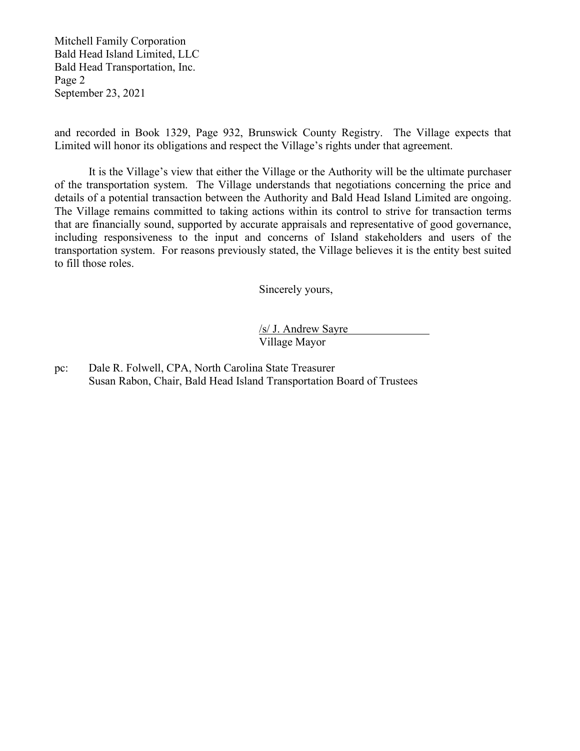and recorded in Book 1329, Page 932, Brunswick County Registry. The Village expects that Limited will honor its obligations and respect the Village's rights under that agreement.

It is the Village's view that either the Village or the Authority will be the ultimate purchaser of the transportation system. The Village understands that negotiations concerning the price and details of a potential transaction between the Authority and Bald Head Island Limited are ongoing. The Village remains committed to taking actions within its control to strive for transaction terms that are financially sound, supported by accurate appraisals and representative of good governance, including responsiveness to the input and concerns of Island stakeholders and users of the transportation system. For reasons previously stated, the Village believes it is the entity best suited to fill those roles.

Sincerely yours,

/s/ J. Andrew Sayre
Village Mayor

pc: Dale R. Folwell, CPA, North Carolina State Treasurer
Susan Rabon, Chair, Bald Head Island Transportation Board of Trustees